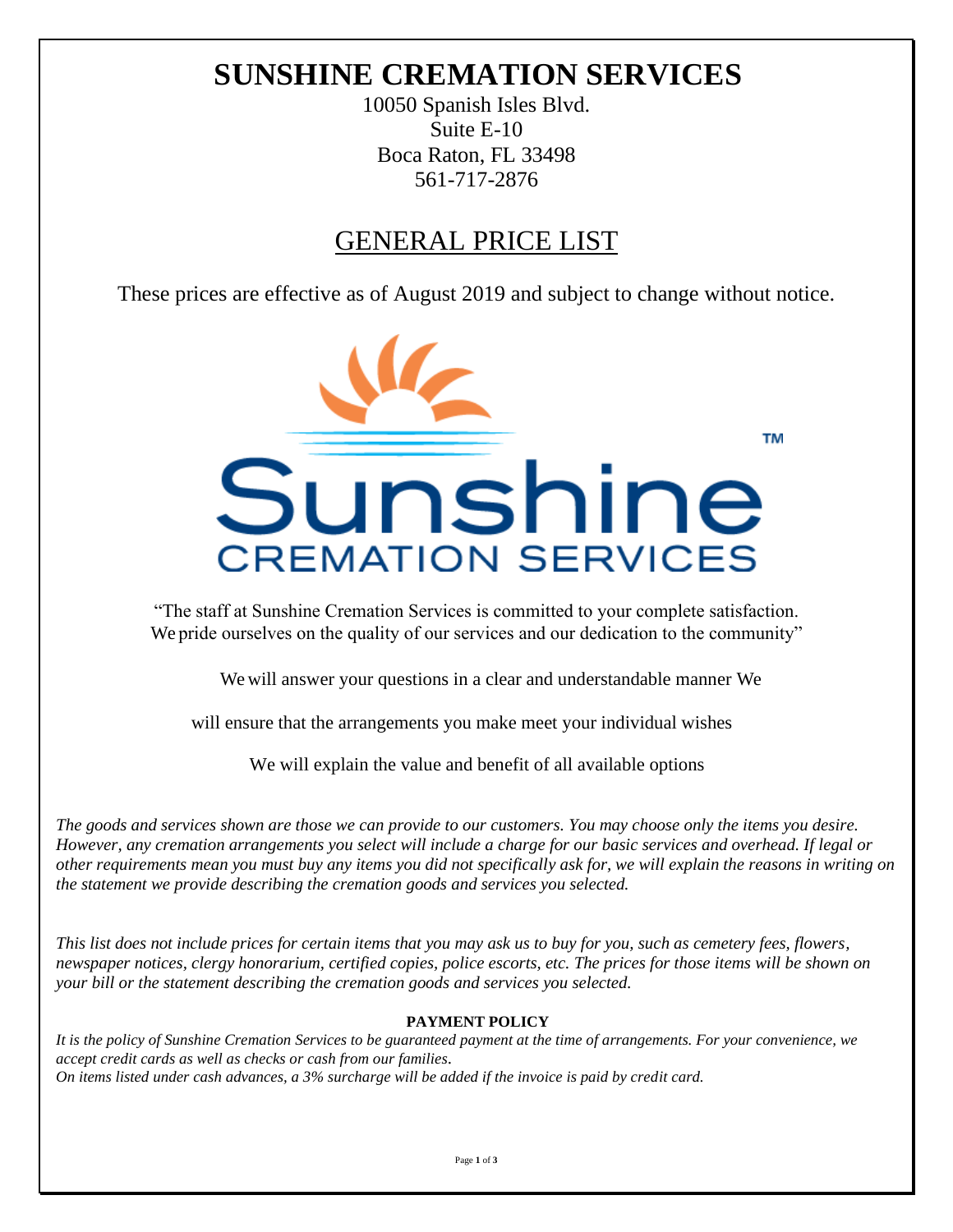# SUNSHINE CREMATION SERVICES

10050 Spanish Isles Blvd.
Suite E-10
Boca Raton, FL 33498
561-717-2876

## GENERAL PRICE LIST

These prices are effective as of August 2019 and subject to change without notice.

"The staff at Sunshine Cremation Services is committed to your complete satisfaction. We pride ourselves on the quality of our services and our dedication to the community"

We will answer your questions in a clear and understandable manner

We will ensure that the arrangements you make meet your individual wishes

We will explain the value and benefit of all available options

*The goods and services shown are those we can provide to our customers. You may choose only the items you desire. However, any cremation arrangements you select will include a charge for our basic services and overhead. If legal or other requirements mean you must buy any items you did not specifically ask for, we will explain the reasons in writing on the statement we provide describing the cremation goods and services you selected.*

*This list does not include prices for certain items that you may ask us to buy for you, such as cemetery fees, flowers, newspaper notices, clergy honorarium, certified copies, police escorts, etc. The prices for those items will be shown on your bill or the statement describing the cremation goods and services you selected.*

**PAYMENT POLICY**

*It is the policy of Sunshine Cremation Services to be guaranteed payment at the time of arrangements. For your convenience, we accept credit cards as well as checks or cash from our families.*
*On items listed under cash advances, a 3% surcharge will be added if the invoice is paid by credit card.*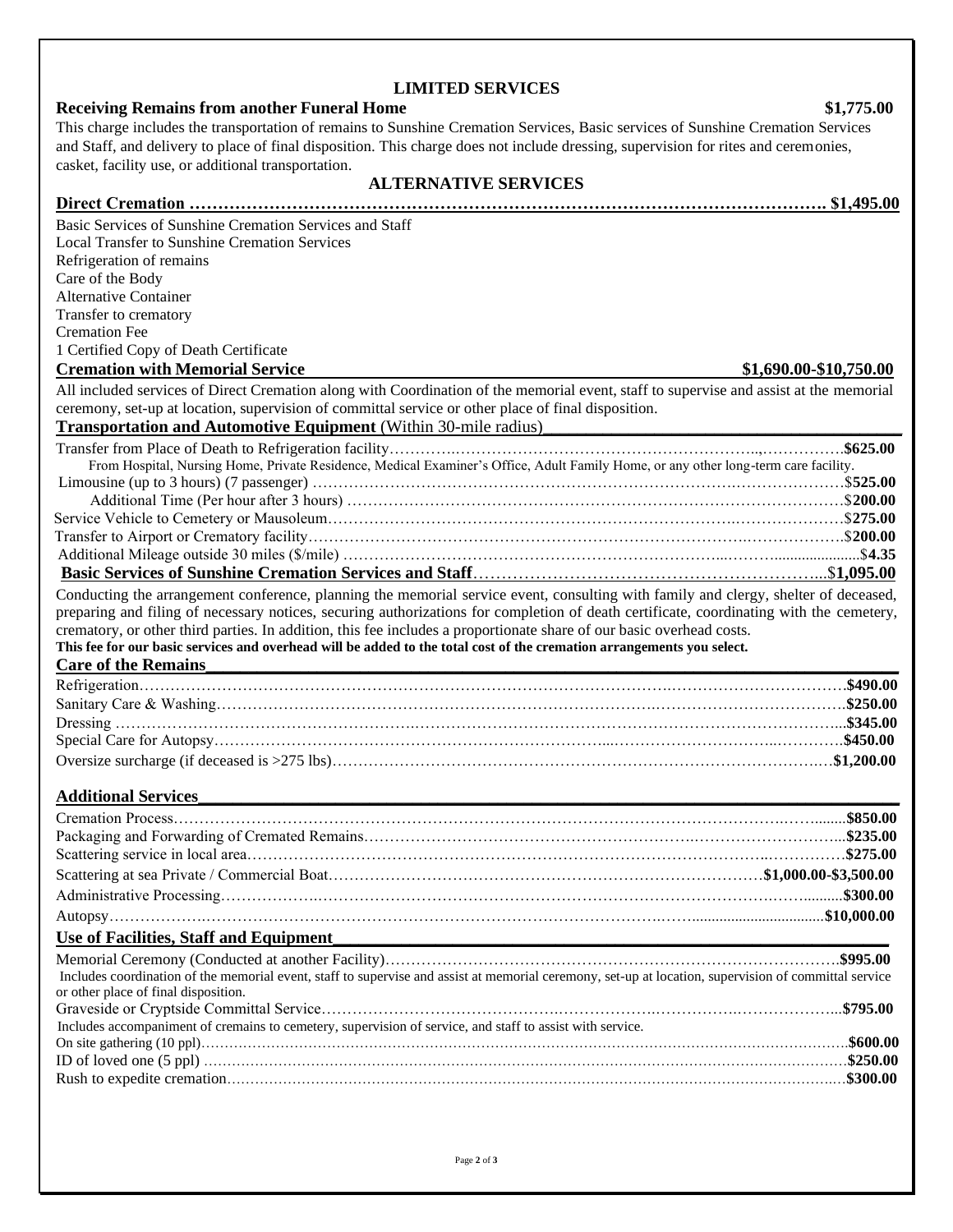## LIMITED SERVICES

**Receiving Remains from another Funeral Home** **$1,775.00**

This charge includes the transportation of remains to Sunshine Cremation Services, Basic services of Sunshine Cremation Services and Staff, and delivery to place of final disposition. This charge does not include dressing, supervision for rites and ceremonies, casket, facility use, or additional transportation.

## ALTERNATIVE SERVICES

**Direct Cremation ……………………………………………………………………………………………………. $1,495.00**

Basic Services of Sunshine Cremation Services and Staff
Local Transfer to Sunshine Cremation Services
Refrigeration of remains
Care of the Body
Alternative Container
Transfer to crematory
Cremation Fee
1 Certified Copy of Death Certificate

**Cremation with Memorial Service** **$1,690.00-$10,750.00**

All included services of Direct Cremation along with Coordination of the memorial event, staff to supervise and assist at the memorial ceremony, set-up at location, supervision of committal service or other place of final disposition.

**Transportation and Automotive Equipment** (Within 30-mile radius)

| Item | Price |
|---|---|
| Transfer from Place of Death to Refrigeration facility<br>From Hospital, Nursing Home, Private Residence, Medical Examiner's Office, Adult Family Home, or any other long-term care facility. | **$625.00** |
| Limousine (up to 3 hours) (7 passenger) | $**525.00** |
| Additional Time (Per hour after 3 hours) | $**200.00** |
| Service Vehicle to Cemetery or Mausoleum | $**275.00** |
| Transfer to Airport or Crematory facility | $**200.00** |
| Additional Mileage outside 30 miles ($/mile) | $**4.35** |

**Basic Services of Sunshine Cremation Services and Staff……………………………………………………...$1,095.00**

Conducting the arrangement conference, planning the memorial service event, consulting with family and clergy, shelter of deceased, preparing and filing of necessary notices, securing authorizations for completion of death certificate, coordinating with the cemetery, crematory, or other third parties. In addition, this fee includes a proportionate share of our basic overhead costs.

**This fee for our basic services and overhead will be added to the total cost of the cremation arrangements you select.**

**Care of the Remains**

| Item | Price |
|---|---|
| Refrigeration | **$490.00** |
| Sanitary Care & Washing | **$250.00** |
| Dressing | **$345.00** |
| Special Care for Autopsy | **$450.00** |
| Oversize surcharge (if deceased >275 lbs) | **$1,200.00** |

**Additional Services**

| Item | Price |
|---|---|
| Cremation Process | **$850.00** |
| Packaging and Forwarding of Cremated Remains | **$235.00** |
| Scattering service in local area | **$275.00** |
| Scattering at sea Private / Commercial Boat | **$1,000.00-$3,500.00** |
| Administrative Processing | **$300.00** |
| Autopsy | **$10,000.00** |

**Use of Facilities, Staff and Equipment**

| Item | Price |
|---|---|
| Memorial Ceremony (Conducted at another Facility)<br>Includes coordination of the memorial event, staff to supervise and assist at memorial ceremony, set-up at location, supervision of committal service or other place of final disposition. | **$995.00** |
| Graveside or Cryptside Committal Service<br>Includes accompaniment of cremains to cemetery, supervision of service, and staff to assist with service. | **$795.00** |
| On site gathering (10 ppl) | **$600.00** |
| ID of loved one (5 ppl) | **$250.00** |
| Rush to expedite cremation | **$300.00** |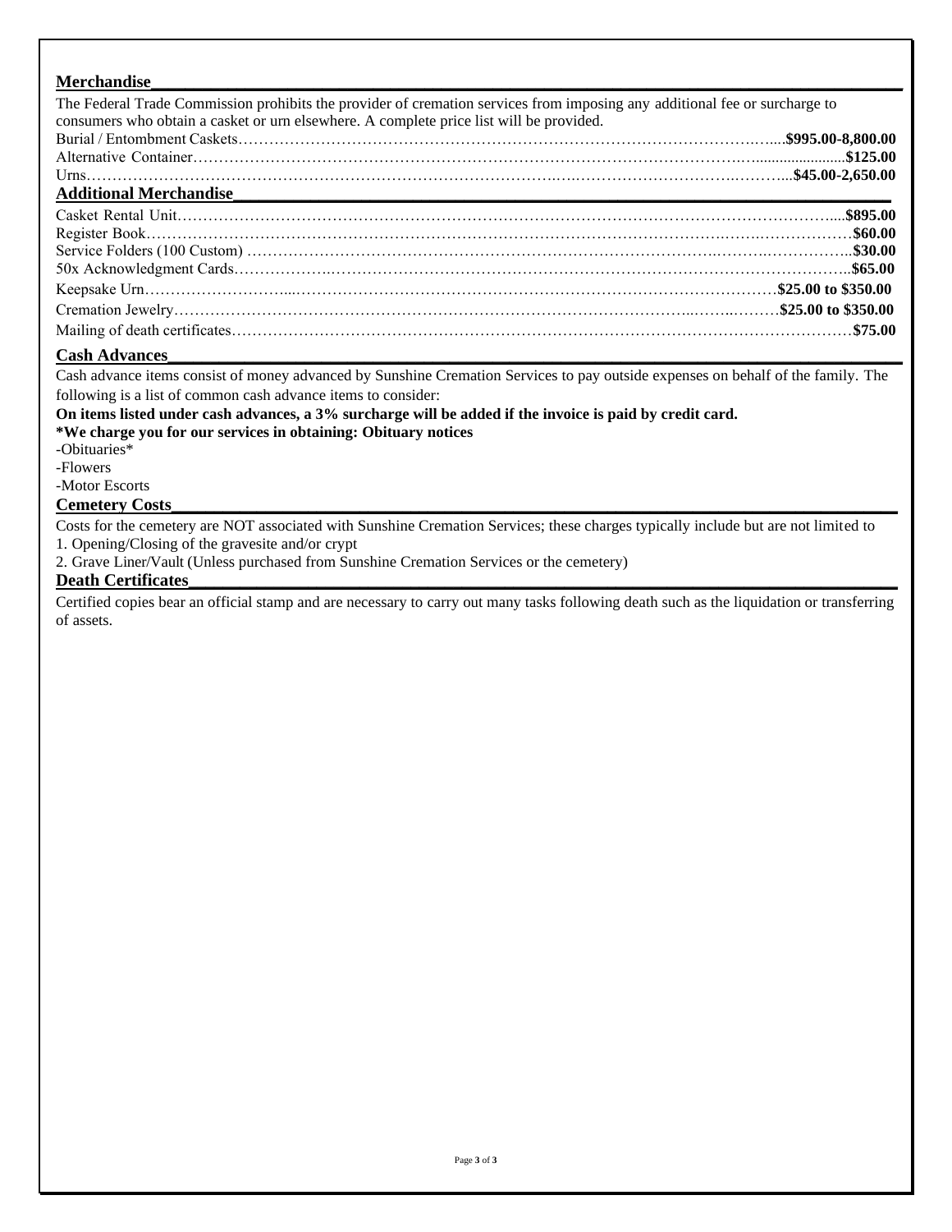## Merchandise

The Federal Trade Commission prohibits the provider of cremation services from imposing any additional fee or surcharge to consumers who obtain a casket or urn elsewhere. A complete price list will be provided.

| | |
|---|---|
| Burial / Entombment Caskets | **$995.00-8,800.00** |
| Alternative Container | **$125.00** |
| Urns | **$45.00-2,650.00** |

## Additional Merchandise

| | |
|---|---|
| Casket Rental Unit | **$895.00** |
| Register Book | **$60.00** |
| Service Folders (100 Custom) | **$30.00** |
| 50x Acknowledgment Cards | **$65.00** |
| Keepsake Urn | **$25.00 to $350.00** |
| Cremation Jewelry | **$25.00 to $350.00** |
| Mailing of death certificates | **$75.00** |

## Cash Advances

Cash advance items consist of money advanced by Sunshine Cremation Services to pay outside expenses on behalf of the family. The following is a list of common cash advance items to consider:

**On items listed under cash advances, a 3% surcharge will be added if the invoice is paid by credit card.**

**\*We charge you for our services in obtaining: Obituary notices**

-Obituaries*

-Flowers

-Motor Escorts

## Cemetery Costs

Costs for the cemetery are NOT associated with Sunshine Cremation Services; these charges typically include but are not limited to

1. Opening/Closing of the gravesite and/or crypt
2. Grave Liner/Vault (Unless purchased from Sunshine Cremation Services or the cemetery)

## Death Certificates

Certified copies bear an official stamp and are necessary to carry out many tasks following death such as the liquidation or transferring of assets.